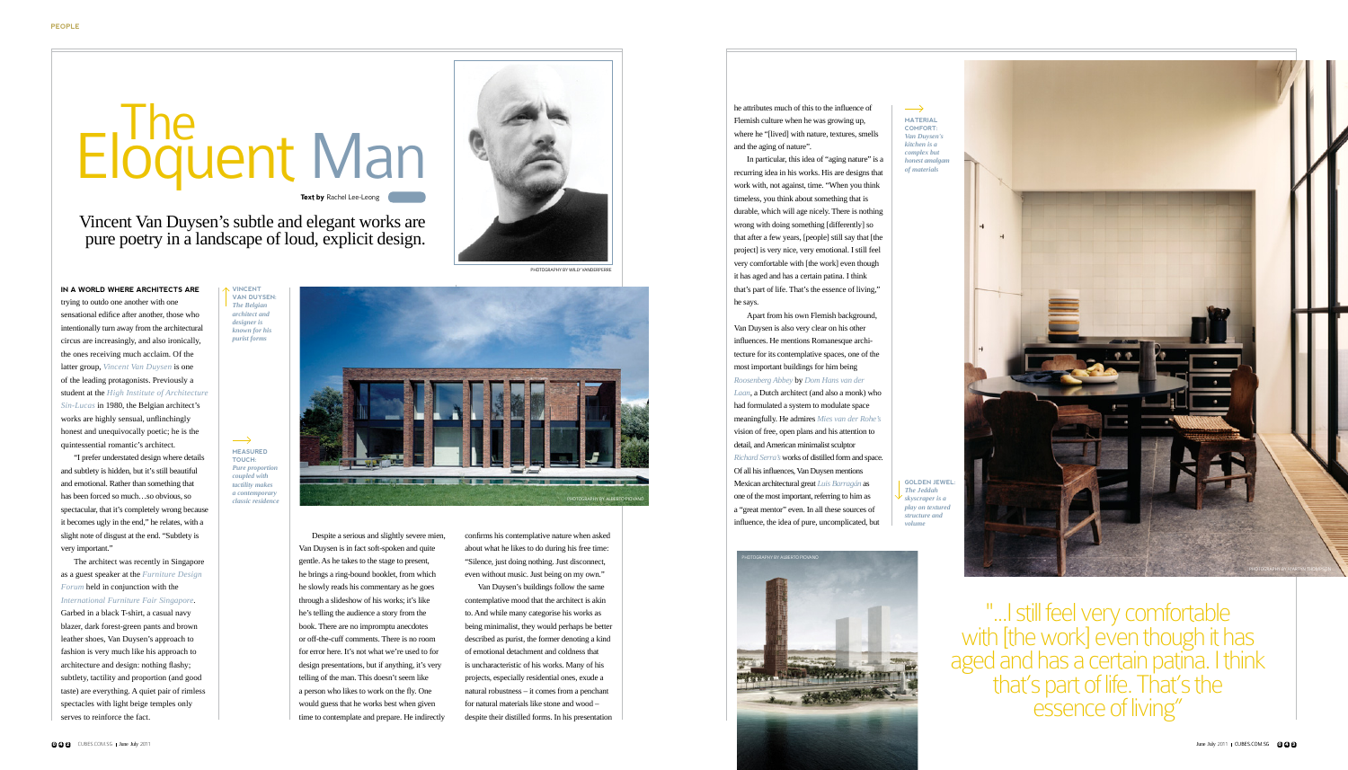# The Eloquent Man

**Text by** Rachel Lee-Leong

## Vincent Van Duysen's subtle and elegant works are pure poetry in a landscape of loud, explicit design.

PHOTOGRAPHY BY WILLY VANDERPERRE

**IN A WORLD WHERE ARCHITECTS ARE** trying to outdo one another with one sensational edifice after another, those who intentionally turn away from the architectural circus are increasingly, and also ironically, the ones receiving much acclaim. Of the latter group, *Vincent Van Duysen* is one of the leading protagonists. Previously a student at the *High Institute of Architecture Sin-Lucas* in 1980, the Belgian architect's works are highly sensual, unflinchingly honest and unequivocally poetic; he is the quintessential romantic's architect.

"I prefer understated design where details and subtlety is hidden, but it's still beautiful and emotional. Rather than something that has been forced so much…so obvious, so spectacular, that it's completely wrong because it becomes ugly in the end," he relates, with a slight note of disgust at the end. "Subtlety is very important."

The architect was recently in Singapore as a guest speaker at the *Furniture Design Forum* held in conjunction with the *International Furniture Fair Singapore*. Garbed in a black T-shirt, a casual navy blazer, dark forest-green pants and brown leather shoes, Van Duysen's approach to fashion is very much like his approach to architecture and design: nothing flashy; subtlety, tactility and proportion (and good taste) are everything. A quiet pair of rimless spectacles with light beige temples only serves to reinforce the fact.

**VINCENT VAN DUYSEN:** *The Belgian architect and designer is known for his purist forms*

**MEASURED TOUCH:** *Pure proportion coupled with tactility makes a contemporary classic residence*

PHOTOGRAPHY BY ALBERTO PIOVANO

Despite a serious and slightly severe mien, Van Duysen is in fact soft-spoken and quite gentle. As he takes to the stage to present, he brings a ring-bound booklet, from which he slowly reads his commentary as he goes through a slideshow of his works; it's like he's telling the audience a story from the book. There are no impromptu anecdotes or off-the-cuff comments. There is no room for error here. It's not what we're used to for design presentations, but if anything, it's very telling of the man. This doesn't seem like a person who likes to work on the fly. One would guess that he works best when given time to contemplate and prepare. He indirectly confirms his contemplative nature when asked about what he likes to do during his free time: "Silence, just doing nothing. Just disconnect, even without music. Just being on my own."

Van Duysen's buildings follow the same contemplative mood that the architect is akin to. And while many categorise his works as being minimalist, they would perhaps be better described as purist, the former denoting a kind of emotional detachment and coldness that is uncharacteristic of his works. Many of his projects, especially residential ones, exude a natural robustness – it comes from a penchant for natural materials like stone and wood – despite their distilled forms. In his presentation he attributes much of this to the influence of Flemish culture when he was growing up, where he "[lived] with nature, textures, smells and the aging of nature".

In particular, this idea of "aging nature" is a recurring idea in his works. His are designs that work with, not against, time. "When you think timeless, you think about something that is durable, which will age nicely. There is nothing wrong with doing something [differently] so that after a few years, [people] still say that [the project] is very nice, very emotional. I still feel very comfortable with [the work] even though it has aged and has a certain patina. I think that's part of life. That's the essence of living," he says.

Apart from his own Flemish background, Van Duysen is also very clear on his other influences. He mentions Romanesque architecture for its contemplative spaces, one of the most important buildings for him being *Roosenberg Abbey* by *Dom Hans van der Laan*, a Dutch architect (and also a monk) who had formulated a system to modulate space meaningfully. He admires *Mies van der Rohe's* vision of free, open plans and his attention to detail, and American minimalist sculptor *Richard Serra's* works of distilled form and space. Of all his influences, Van Duysen mentions Mexican architectural great *Luis Barragán* as one of the most important, referring to him as a "great mentor" even. In all these sources of influence, the idea of pure, uncomplicated, but

**MATERIAL COMFORT:** *Van Duysen's kitchen is a complex but honest amalgam of materials*

**GOLDEN JEWEL:** *The Jeddah skyscraper is a play on textured structure and volume*

PHOTOGRAPHY BY ALBERTO PIOVANO

PHOTOGRAPHY BY MARTIN THOMPSON

"…I still feel very comfortable with [the work] even though it has aged and has a certain patina. I think that's part of life. That's the essence of living"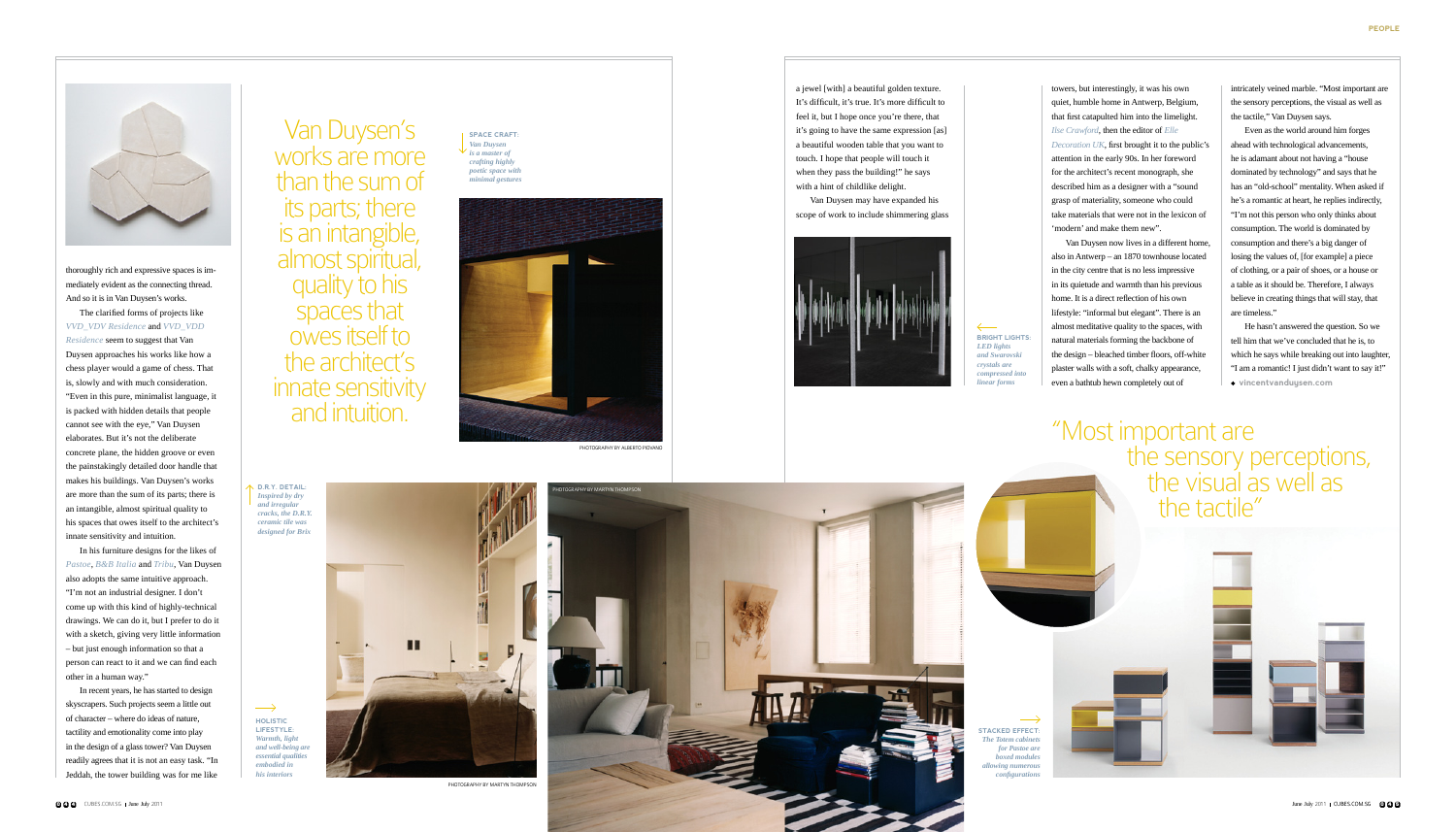thoroughly rich and expressive spaces is immediately evident as the connecting thread. And so it is in Van Duysen's works.

The clarified forms of projects like *VVD_VDV Residence* and *VVD_VDD Residence* seem to suggest that Van Duysen approaches his works like how a chess player would a game of chess. That is, slowly and with much consideration. "Even in this pure, minimalist language, it is packed with hidden details that people cannot see with the eye," Van Duysen elaborates. But it's not the deliberate concrete plane, the hidden groove or even the painstakingly detailed door handle that makes his buildings. Van Duysen's works are more than the sum of its parts; there is an intangible, almost spiritual quality to his spaces that owes itself to the architect's innate sensitivity and intuition.

In his furniture designs for the likes of *Pastoe*, *B&B Italia* and *Tribu*, Van Duysen also adopts the same intuitive approach. "I'm not an industrial designer. I don't come up with this kind of highly-technical drawings. We can do it, but I prefer to do it with a sketch, giving very little information – but just enough information so that a person can react to it and we can find each other in a human way."

In recent years, he has started to design skyscrapers. Such projects seem a little out of character – where do ideas of nature, tactility and emotionality come into play in the design of a glass tower? Van Duysen readily agrees that it is not an easy task. "In Jeddah, the tower building was for me like a jewel [with] a beautiful golden texture. It's difficult, it's true. It's more difficult to feel it, but I hope once you're there, that it's going to have the same expression [as] a beautiful wooden table that you want to touch. I hope that people will touch it when they pass the building!" he says with a hint of childlike delight.

Van Duysen may have expanded his scope of work to include shimmering glass towers, but interestingly, it was his own quiet, humble home in Antwerp, Belgium, that first catapulted him into the limelight. *Ilse Crawford*, then the editor of *Elle Decoration UK*, first brought it to the public's attention in the early 90s. In her foreword for the architect's recent monograph, she described him as a designer with a "sound grasp of materiality, someone who could take materials that were not in the lexicon of 'modern' and make them new".

Van Duysen now lives in a different home, also in Antwerp – an 1870 townhouse located in the city centre that is no less impressive in its quietude and warmth than his previous home. It is a direct reflection of his own lifestyle: "informal but elegant". There is an almost meditative quality to the spaces, with natural materials forming the backbone of the design – bleached timber floors, off-white plaster walls with a soft, chalky appearance, even a bathtub hewn completely out of intricately veined marble. "Most important are the sensory perceptions, the visual as well as the tactile," Van Duysen says.

Even as the world around him forges ahead with technological advancements, he is adamant about not having a "house dominated by technology" and says that he has an "old-school" mentality. When asked if he's a romantic at heart, he replies indirectly, "I'm not this person who only thinks about consumption. The world is dominated by consumption and there's a big danger of losing the values of, [for example] a piece of clothing, or a pair of shoes, or a house or a table as it should be. Therefore, I always believe in creating things that will stay, that are timeless."

He hasn't answered the question. So we tell him that we've concluded that he is, to which he says while breaking out into laughter, "I am a romantic! I just didn't want to say it!"

◆ vincentvanduysen.com

> Van Duysen's works are more than the sum of its parts; there is an intangible, almost spiritual, quality to his spaces that owes itself to the architect's innate sensitivity and intuition.

> "Most important are the sensory perceptions, the visual as well as the tactile"

**SPACE CRAFT:** *Van Duysen is a master of crafting highly poetic space with minimal gestures*

PHOTOGRAPHY BY ALBERTO PIOVANO

**BRIGHT LIGHTS:** *LED lights and Swarovski crystals are compressed into linear forms*

**D.R.Y. DETAIL:** *Inspired by dry and irregular cracks, the D.R.Y. ceramic tile was designed for Brix*

**HOLISTIC LIFESTYLE:** *Warmth, light and well-being are essential qualities embodied in his interiors*

PHOTOGRAPHY BY MARTYN THOMPSON

PHOTOGRAPHY BY MARTYN THOMPSON

**STACKED EFFECT:** *The Totem cabinets for Pastoe are boxed modules allowing numerous configurations*